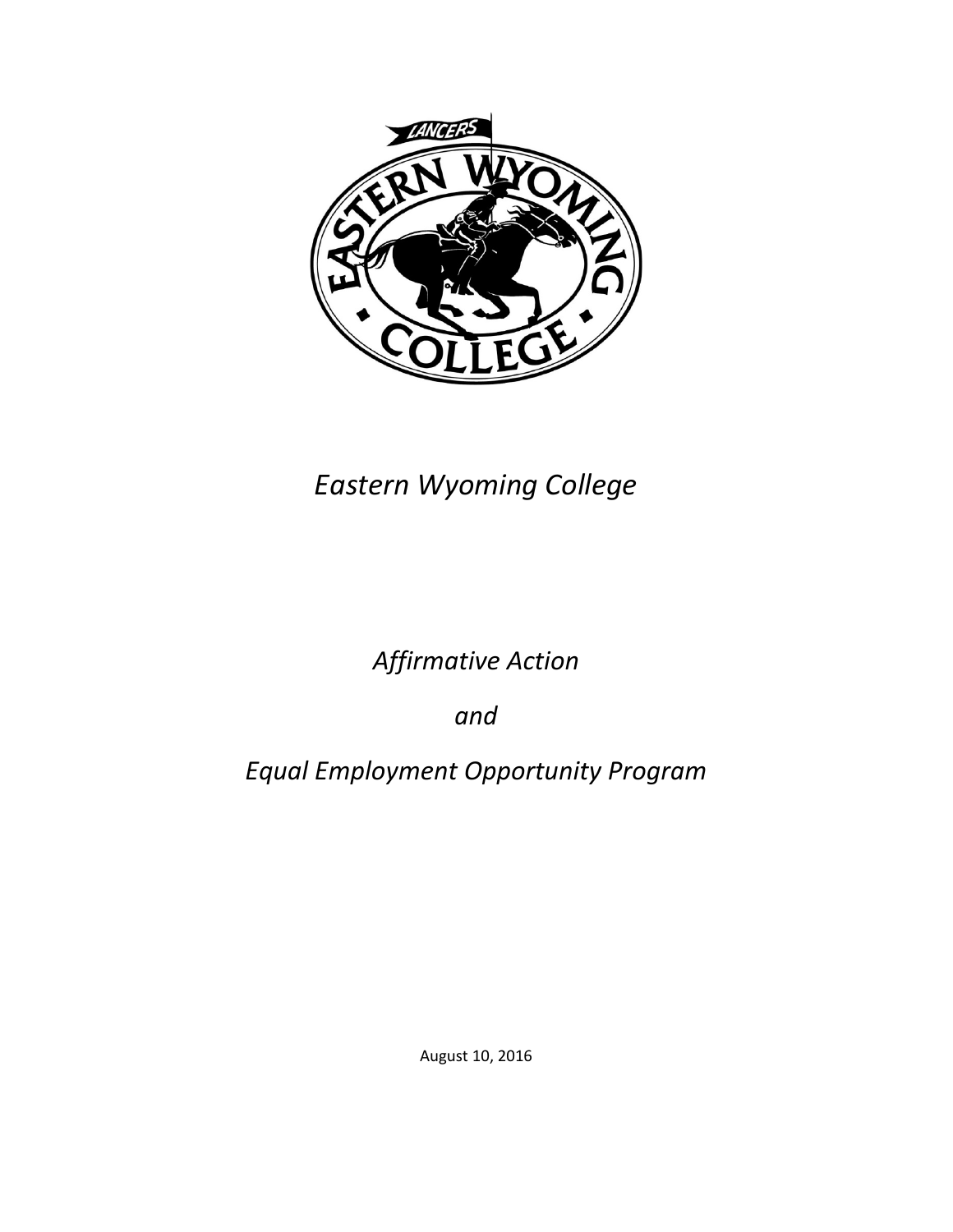*Eastern Wyoming College*

*Affirmative Action*

*and*

*Equal Employment Opportunity Program*

August 10, 2016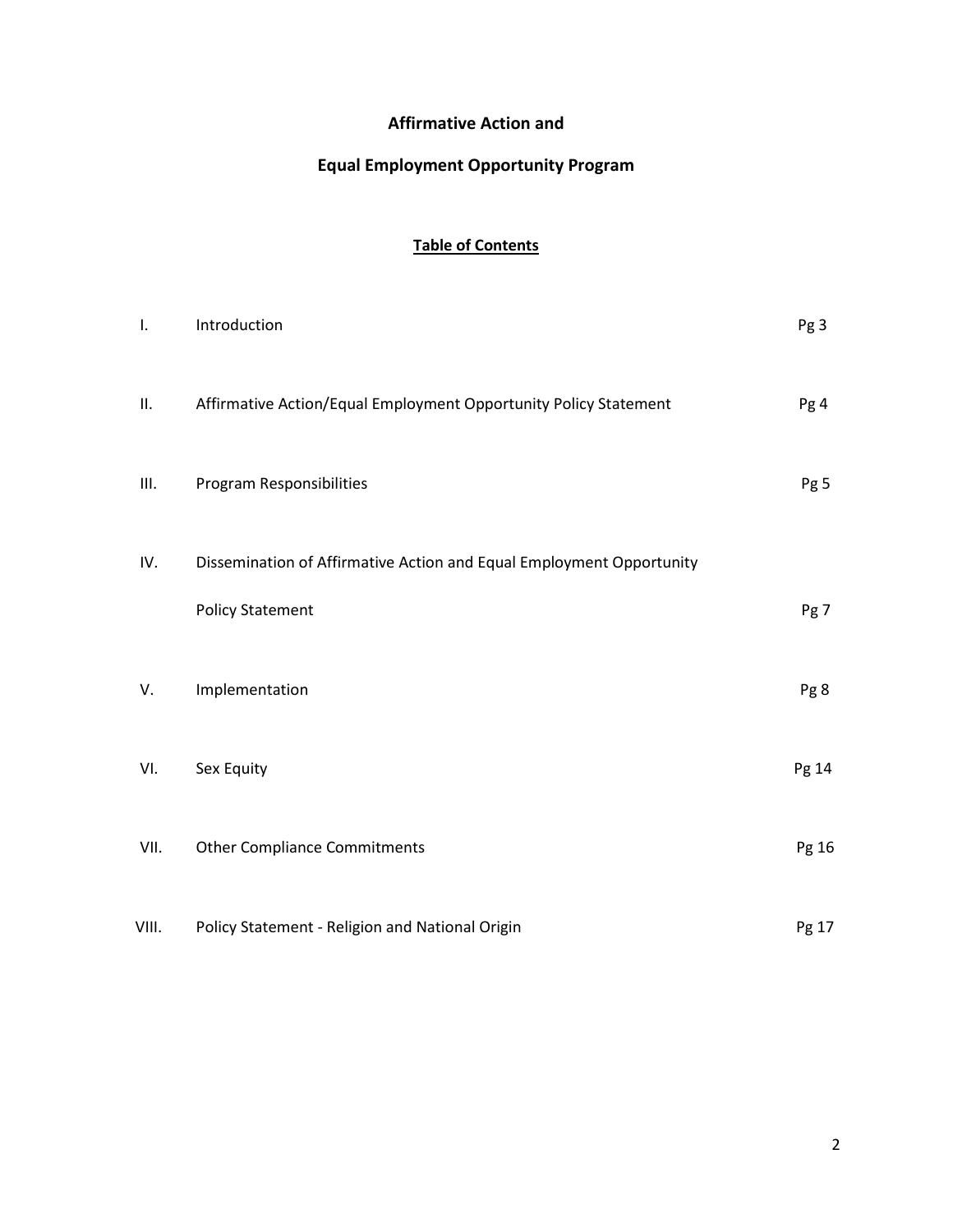# Affirmative Action and

# Equal Employment Opportunity Program

## Table of Contents

| | | |
|---|---|---|
| I. | Introduction | Pg 3 |
| II. | Affirmative Action/Equal Employment Opportunity Policy Statement | Pg 4 |
| III. | Program Responsibilities | Pg 5 |
| IV. | Dissemination of Affirmative Action and Equal Employment Opportunity Policy Statement | Pg 7 |
| V. | Implementation | Pg 8 |
| VI. | Sex Equity | Pg 14 |
| VII. | Other Compliance Commitments | Pg 16 |
| VIII. | Policy Statement - Religion and National Origin | Pg 17 |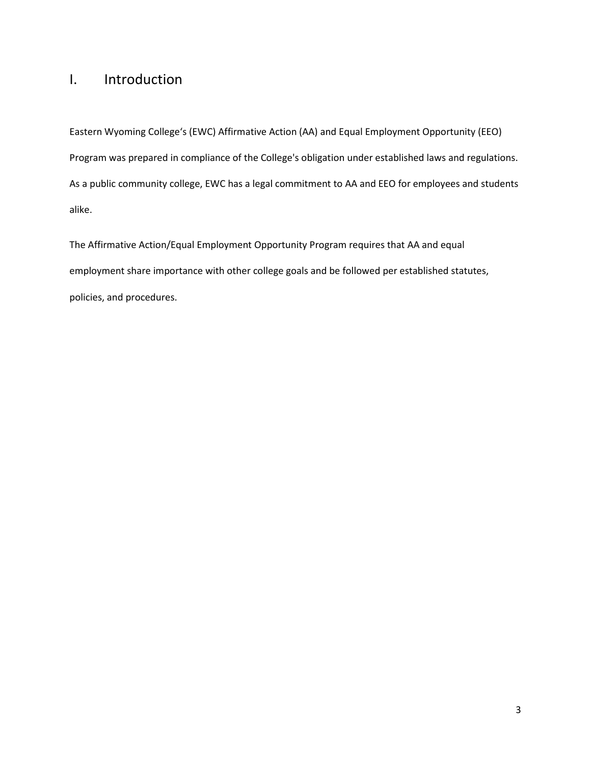# I. Introduction

Eastern Wyoming College‘s (EWC) Affirmative Action (AA) and Equal Employment Opportunity (EEO) Program was prepared in compliance of the College's obligation under established laws and regulations. As a public community college, EWC has a legal commitment to AA and EEO for employees and students alike.

The Affirmative Action/Equal Employment Opportunity Program requires that AA and equal employment share importance with other college goals and be followed per established statutes, policies, and procedures.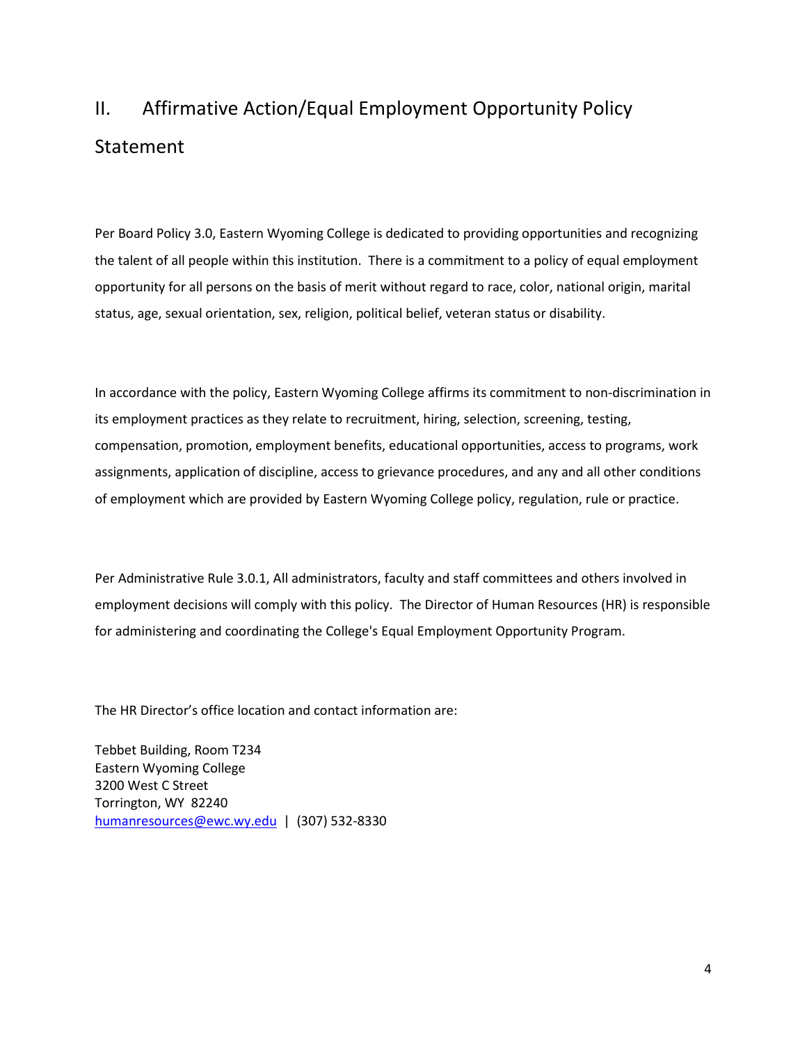## II. Affirmative Action/Equal Employment Opportunity Policy Statement

Per Board Policy 3.0, Eastern Wyoming College is dedicated to providing opportunities and recognizing the talent of all people within this institution. There is a commitment to a policy of equal employment opportunity for all persons on the basis of merit without regard to race, color, national origin, marital status, age, sexual orientation, sex, religion, political belief, veteran status or disability.

In accordance with the policy, Eastern Wyoming College affirms its commitment to non-discrimination in its employment practices as they relate to recruitment, hiring, selection, screening, testing, compensation, promotion, employment benefits, educational opportunities, access to programs, work assignments, application of discipline, access to grievance procedures, and any and all other conditions of employment which are provided by Eastern Wyoming College policy, regulation, rule or practice.

Per Administrative Rule 3.0.1, All administrators, faculty and staff committees and others involved in employment decisions will comply with this policy. The Director of Human Resources (HR) is responsible for administering and coordinating the College's Equal Employment Opportunity Program.

The HR Director's office location and contact information are:

Tebbet Building, Room T234
Eastern Wyoming College
3200 West C Street
Torrington, WY 82240
humanresources@ewc.wy.edu | (307) 532-8330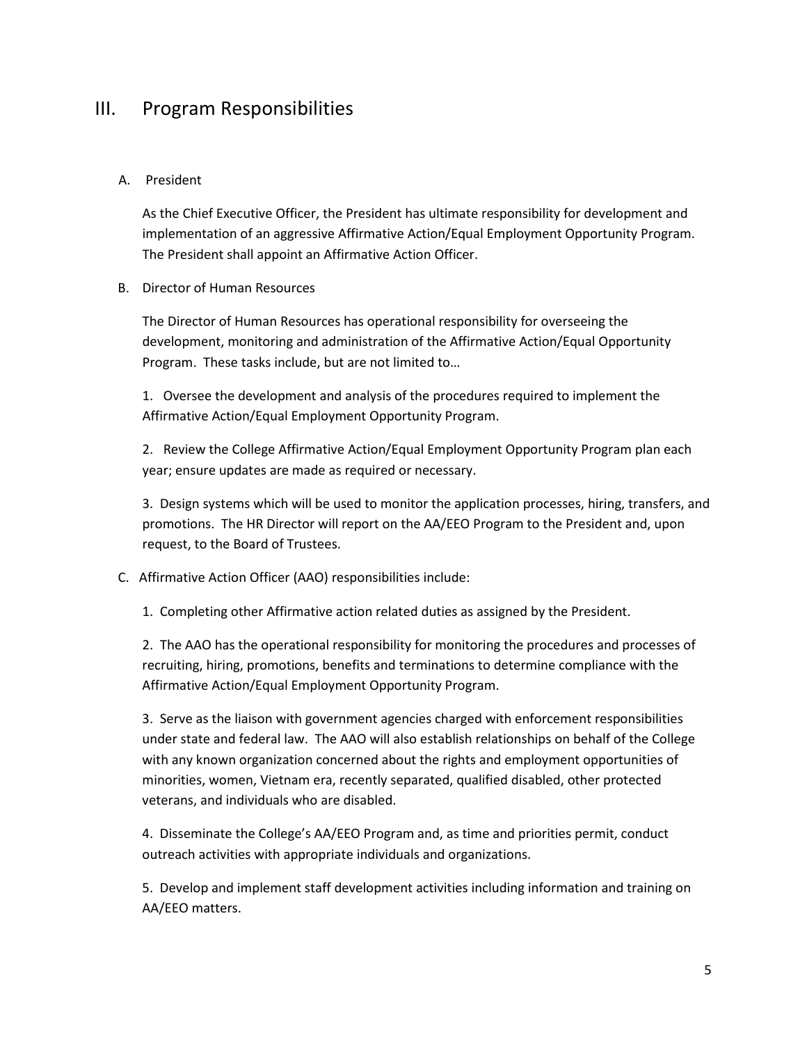# III. Program Responsibilities

A. President

As the Chief Executive Officer, the President has ultimate responsibility for development and implementation of an aggressive Affirmative Action/Equal Employment Opportunity Program. The President shall appoint an Affirmative Action Officer.

B. Director of Human Resources

The Director of Human Resources has operational responsibility for overseeing the development, monitoring and administration of the Affirmative Action/Equal Opportunity Program. These tasks include, but are not limited to…

1. Oversee the development and analysis of the procedures required to implement the Affirmative Action/Equal Employment Opportunity Program.

2. Review the College Affirmative Action/Equal Employment Opportunity Program plan each year; ensure updates are made as required or necessary.

3. Design systems which will be used to monitor the application processes, hiring, transfers, and promotions. The HR Director will report on the AA/EEO Program to the President and, upon request, to the Board of Trustees.

C. Affirmative Action Officer (AAO) responsibilities include:

1. Completing other Affirmative action related duties as assigned by the President.

2. The AAO has the operational responsibility for monitoring the procedures and processes of recruiting, hiring, promotions, benefits and terminations to determine compliance with the Affirmative Action/Equal Employment Opportunity Program.

3. Serve as the liaison with government agencies charged with enforcement responsibilities under state and federal law. The AAO will also establish relationships on behalf of the College with any known organization concerned about the rights and employment opportunities of minorities, women, Vietnam era, recently separated, qualified disabled, other protected veterans, and individuals who are disabled.

4. Disseminate the College's AA/EEO Program and, as time and priorities permit, conduct outreach activities with appropriate individuals and organizations.

5. Develop and implement staff development activities including information and training on AA/EEO matters.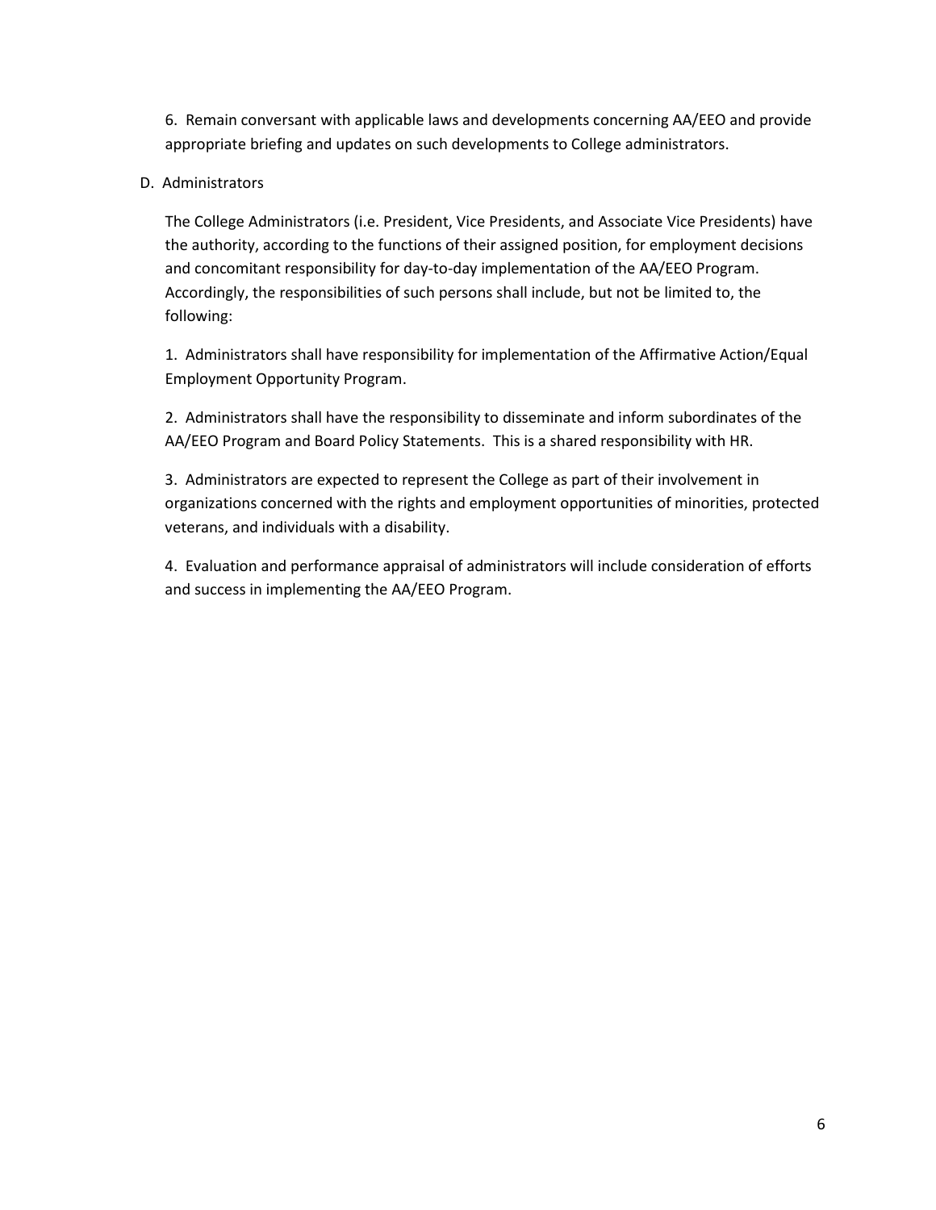6. Remain conversant with applicable laws and developments concerning AA/EEO and provide appropriate briefing and updates on such developments to College administrators.

D. Administrators

The College Administrators (i.e. President, Vice Presidents, and Associate Vice Presidents) have the authority, according to the functions of their assigned position, for employment decisions and concomitant responsibility for day-to-day implementation of the AA/EEO Program. Accordingly, the responsibilities of such persons shall include, but not be limited to, the following:

1. Administrators shall have responsibility for implementation of the Affirmative Action/Equal Employment Opportunity Program.

2. Administrators shall have the responsibility to disseminate and inform subordinates of the AA/EEO Program and Board Policy Statements. This is a shared responsibility with HR.

3. Administrators are expected to represent the College as part of their involvement in organizations concerned with the rights and employment opportunities of minorities, protected veterans, and individuals with a disability.

4. Evaluation and performance appraisal of administrators will include consideration of efforts and success in implementing the AA/EEO Program.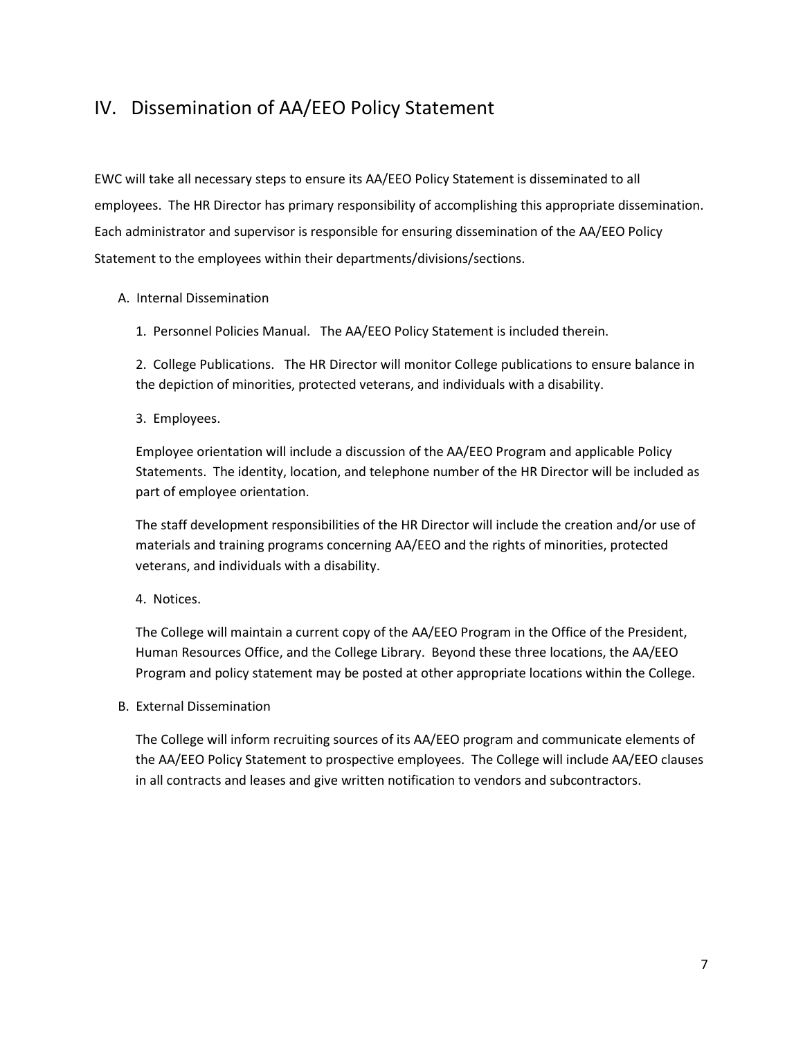## IV. Dissemination of AA/EEO Policy Statement

EWC will take all necessary steps to ensure its AA/EEO Policy Statement is disseminated to all employees. The HR Director has primary responsibility of accomplishing this appropriate dissemination. Each administrator and supervisor is responsible for ensuring dissemination of the AA/EEO Policy Statement to the employees within their departments/divisions/sections.

A. Internal Dissemination

1. Personnel Policies Manual. The AA/EEO Policy Statement is included therein.

2. College Publications. The HR Director will monitor College publications to ensure balance in the depiction of minorities, protected veterans, and individuals with a disability.

3. Employees.

Employee orientation will include a discussion of the AA/EEO Program and applicable Policy Statements. The identity, location, and telephone number of the HR Director will be included as part of employee orientation.

The staff development responsibilities of the HR Director will include the creation and/or use of materials and training programs concerning AA/EEO and the rights of minorities, protected veterans, and individuals with a disability.

4. Notices.

The College will maintain a current copy of the AA/EEO Program in the Office of the President, Human Resources Office, and the College Library. Beyond these three locations, the AA/EEO Program and policy statement may be posted at other appropriate locations within the College.

B. External Dissemination

The College will inform recruiting sources of its AA/EEO program and communicate elements of the AA/EEO Policy Statement to prospective employees. The College will include AA/EEO clauses in all contracts and leases and give written notification to vendors and subcontractors.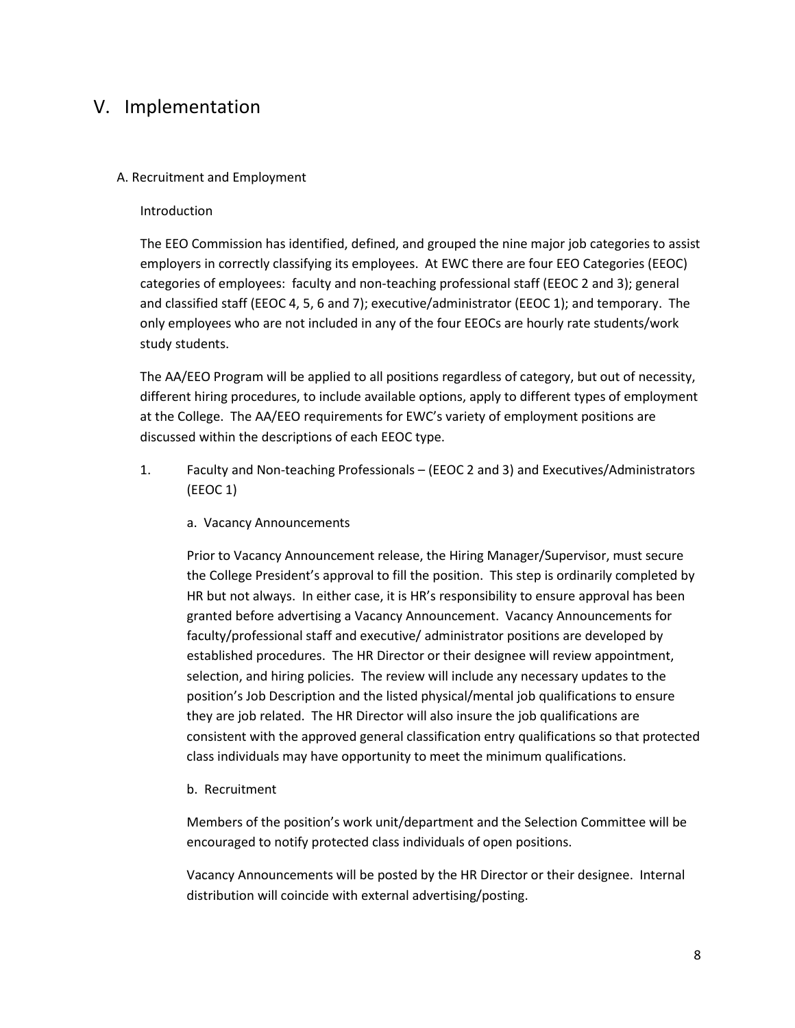# V. Implementation

## A. Recruitment and Employment

### Introduction

The EEO Commission has identified, defined, and grouped the nine major job categories to assist employers in correctly classifying its employees. At EWC there are four EEO Categories (EEOC) categories of employees: faculty and non-teaching professional staff (EEOC 2 and 3); general and classified staff (EEOC 4, 5, 6 and 7); executive/administrator (EEOC 1); and temporary. The only employees who are not included in any of the four EEOCs are hourly rate students/work study students.

The AA/EEO Program will be applied to all positions regardless of category, but out of necessity, different hiring procedures, to include available options, apply to different types of employment at the College. The AA/EEO requirements for EWC's variety of employment positions are discussed within the descriptions of each EEOC type.

1. Faculty and Non-teaching Professionals – (EEOC 2 and 3) and Executives/Administrators (EEOC 1)

   a. Vacancy Announcements

   Prior to Vacancy Announcement release, the Hiring Manager/Supervisor, must secure the College President's approval to fill the position. This step is ordinarily completed by HR but not always. In either case, it is HR's responsibility to ensure approval has been granted before advertising a Vacancy Announcement. Vacancy Announcements for faculty/professional staff and executive/ administrator positions are developed by established procedures. The HR Director or their designee will review appointment, selection, and hiring policies. The review will include any necessary updates to the position's Job Description and the listed physical/mental job qualifications to ensure they are job related. The HR Director will also insure the job qualifications are consistent with the approved general classification entry qualifications so that protected class individuals may have opportunity to meet the minimum qualifications.

   b. Recruitment

   Members of the position's work unit/department and the Selection Committee will be encouraged to notify protected class individuals of open positions.

   Vacancy Announcements will be posted by the HR Director or their designee. Internal distribution will coincide with external advertising/posting.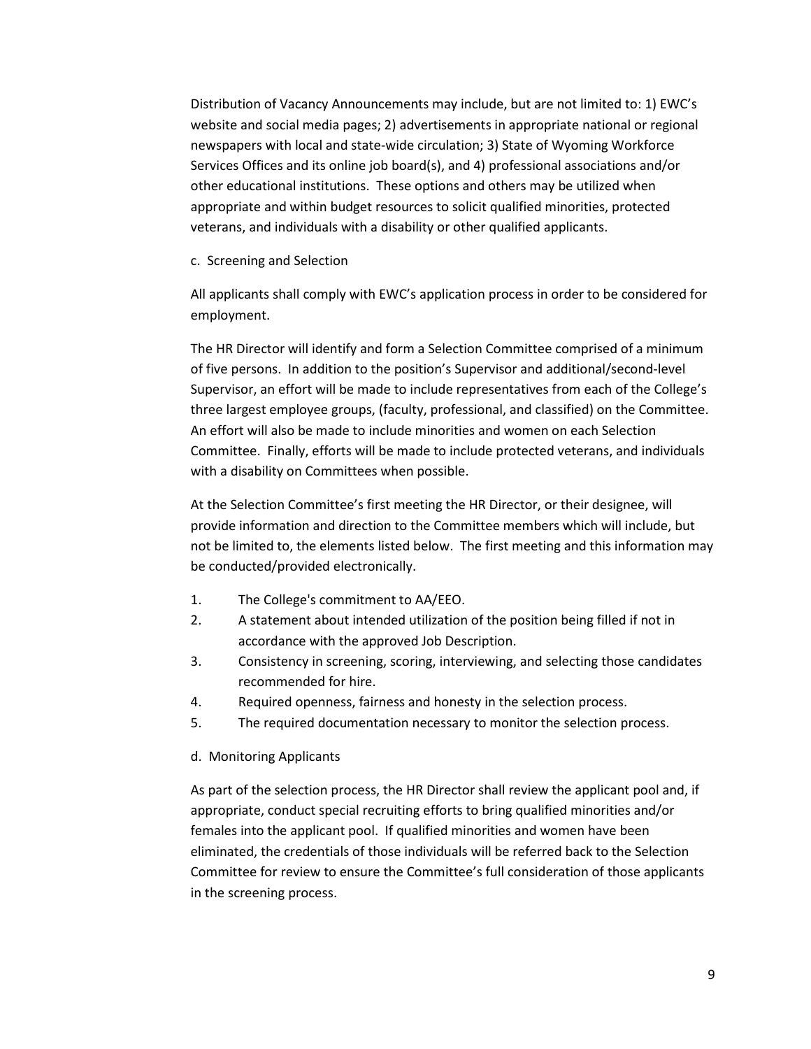Distribution of Vacancy Announcements may include, but are not limited to: 1) EWC's website and social media pages; 2) advertisements in appropriate national or regional newspapers with local and state-wide circulation; 3) State of Wyoming Workforce Services Offices and its online job board(s), and 4) professional associations and/or other educational institutions. These options and others may be utilized when appropriate and within budget resources to solicit qualified minorities, protected veterans, and individuals with a disability or other qualified applicants.

c. Screening and Selection

All applicants shall comply with EWC's application process in order to be considered for employment.

The HR Director will identify and form a Selection Committee comprised of a minimum of five persons. In addition to the position's Supervisor and additional/second-level Supervisor, an effort will be made to include representatives from each of the College's three largest employee groups, (faculty, professional, and classified) on the Committee. An effort will also be made to include minorities and women on each Selection Committee. Finally, efforts will be made to include protected veterans, and individuals with a disability on Committees when possible.

At the Selection Committee's first meeting the HR Director, or their designee, will provide information and direction to the Committee members which will include, but not be limited to, the elements listed below. The first meeting and this information may be conducted/provided electronically.

1. The College's commitment to AA/EEO.
2. A statement about intended utilization of the position being filled if not in accordance with the approved Job Description.
3. Consistency in screening, scoring, interviewing, and selecting those candidates recommended for hire.
4. Required openness, fairness and honesty in the selection process.
5. The required documentation necessary to monitor the selection process.

d. Monitoring Applicants

As part of the selection process, the HR Director shall review the applicant pool and, if appropriate, conduct special recruiting efforts to bring qualified minorities and/or females into the applicant pool. If qualified minorities and women have been eliminated, the credentials of those individuals will be referred back to the Selection Committee for review to ensure the Committee's full consideration of those applicants in the screening process.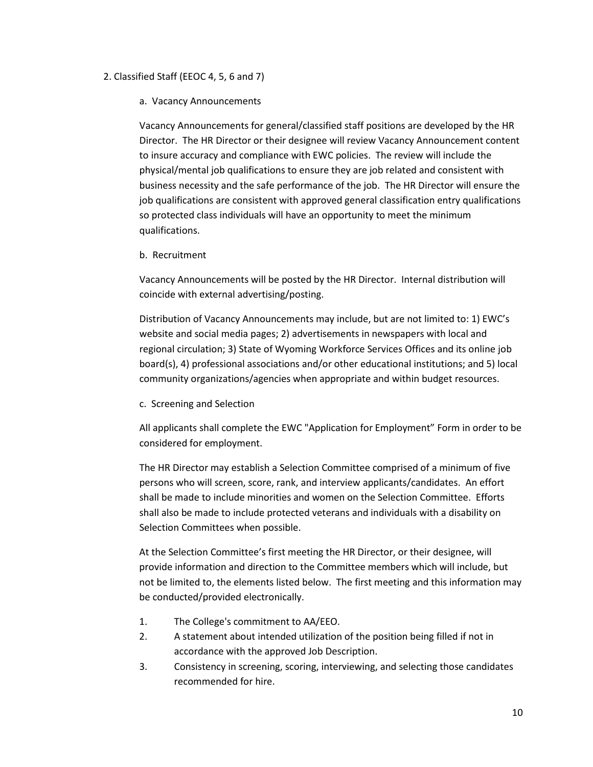2. Classified Staff (EEOC 4, 5, 6 and 7)

a. Vacancy Announcements

Vacancy Announcements for general/classified staff positions are developed by the HR Director. The HR Director or their designee will review Vacancy Announcement content to insure accuracy and compliance with EWC policies. The review will include the physical/mental job qualifications to ensure they are job related and consistent with business necessity and the safe performance of the job. The HR Director will ensure the job qualifications are consistent with approved general classification entry qualifications so protected class individuals will have an opportunity to meet the minimum qualifications.

b. Recruitment

Vacancy Announcements will be posted by the HR Director. Internal distribution will coincide with external advertising/posting.

Distribution of Vacancy Announcements may include, but are not limited to: 1) EWC's website and social media pages; 2) advertisements in newspapers with local and regional circulation; 3) State of Wyoming Workforce Services Offices and its online job board(s), 4) professional associations and/or other educational institutions; and 5) local community organizations/agencies when appropriate and within budget resources.

c. Screening and Selection

All applicants shall complete the EWC "Application for Employment" Form in order to be considered for employment.

The HR Director may establish a Selection Committee comprised of a minimum of five persons who will screen, score, rank, and interview applicants/candidates. An effort shall be made to include minorities and women on the Selection Committee. Efforts shall also be made to include protected veterans and individuals with a disability on Selection Committees when possible.

At the Selection Committee's first meeting the HR Director, or their designee, will provide information and direction to the Committee members which will include, but not be limited to, the elements listed below. The first meeting and this information may be conducted/provided electronically.

1. The College's commitment to AA/EEO.
2. A statement about intended utilization of the position being filled if not in accordance with the approved Job Description.
3. Consistency in screening, scoring, interviewing, and selecting those candidates recommended for hire.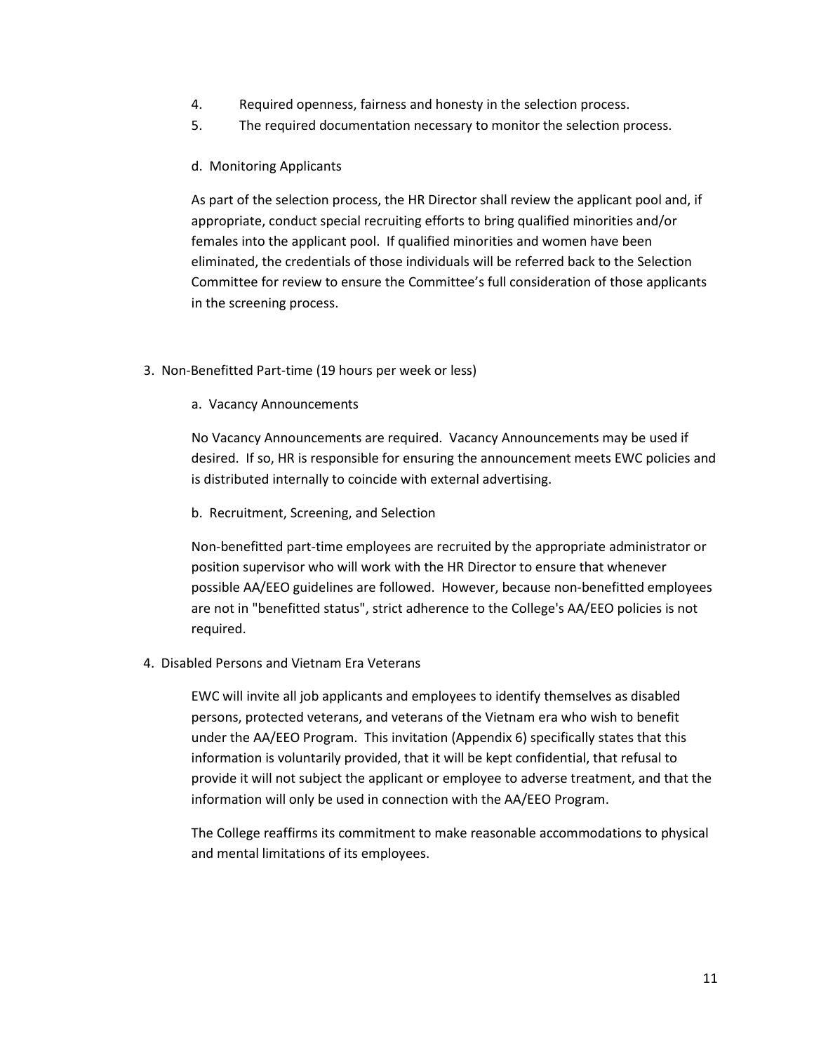4. Required openness, fairness and honesty in the selection process.
5. The required documentation necessary to monitor the selection process.

d. Monitoring Applicants

As part of the selection process, the HR Director shall review the applicant pool and, if appropriate, conduct special recruiting efforts to bring qualified minorities and/or females into the applicant pool. If qualified minorities and women have been eliminated, the credentials of those individuals will be referred back to the Selection Committee for review to ensure the Committee's full consideration of those applicants in the screening process.

3. Non-Benefitted Part-time (19 hours per week or less)

a. Vacancy Announcements

No Vacancy Announcements are required. Vacancy Announcements may be used if desired. If so, HR is responsible for ensuring the announcement meets EWC policies and is distributed internally to coincide with external advertising.

b. Recruitment, Screening, and Selection

Non-benefitted part-time employees are recruited by the appropriate administrator or position supervisor who will work with the HR Director to ensure that whenever possible AA/EEO guidelines are followed. However, because non-benefitted employees are not in "benefitted status", strict adherence to the College's AA/EEO policies is not required.

4. Disabled Persons and Vietnam Era Veterans

EWC will invite all job applicants and employees to identify themselves as disabled persons, protected veterans, and veterans of the Vietnam era who wish to benefit under the AA/EEO Program. This invitation (Appendix 6) specifically states that this information is voluntarily provided, that it will be kept confidential, that refusal to provide it will not subject the applicant or employee to adverse treatment, and that the information will only be used in connection with the AA/EEO Program.

The College reaffirms its commitment to make reasonable accommodations to physical and mental limitations of its employees.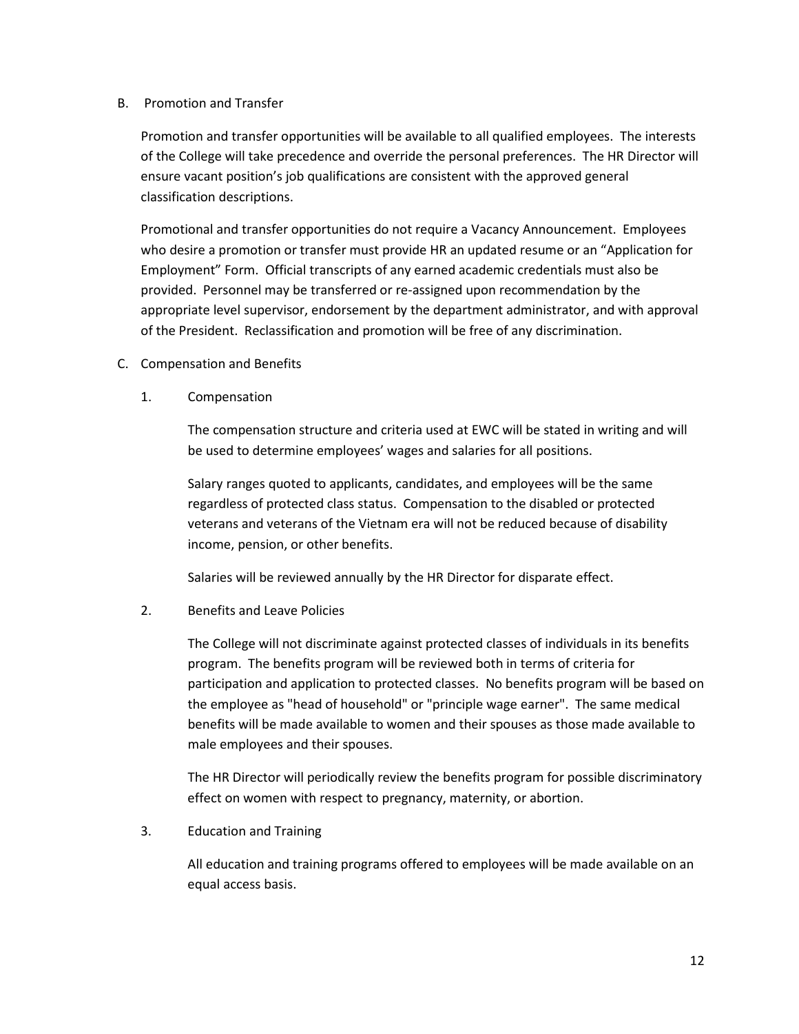## B. Promotion and Transfer

Promotion and transfer opportunities will be available to all qualified employees. The interests of the College will take precedence and override the personal preferences. The HR Director will ensure vacant position's job qualifications are consistent with the approved general classification descriptions.

Promotional and transfer opportunities do not require a Vacancy Announcement. Employees who desire a promotion or transfer must provide HR an updated resume or an "Application for Employment" Form. Official transcripts of any earned academic credentials must also be provided. Personnel may be transferred or re-assigned upon recommendation by the appropriate level supervisor, endorsement by the department administrator, and with approval of the President. Reclassification and promotion will be free of any discrimination.

## C. Compensation and Benefits

### 1. Compensation

The compensation structure and criteria used at EWC will be stated in writing and will be used to determine employees' wages and salaries for all positions.

Salary ranges quoted to applicants, candidates, and employees will be the same regardless of protected class status. Compensation to the disabled or protected veterans and veterans of the Vietnam era will not be reduced because of disability income, pension, or other benefits.

Salaries will be reviewed annually by the HR Director for disparate effect.

### 2. Benefits and Leave Policies

The College will not discriminate against protected classes of individuals in its benefits program. The benefits program will be reviewed both in terms of criteria for participation and application to protected classes. No benefits program will be based on the employee as "head of household" or "principle wage earner". The same medical benefits will be made available to women and their spouses as those made available to male employees and their spouses.

The HR Director will periodically review the benefits program for possible discriminatory effect on women with respect to pregnancy, maternity, or abortion.

### 3. Education and Training

All education and training programs offered to employees will be made available on an equal access basis.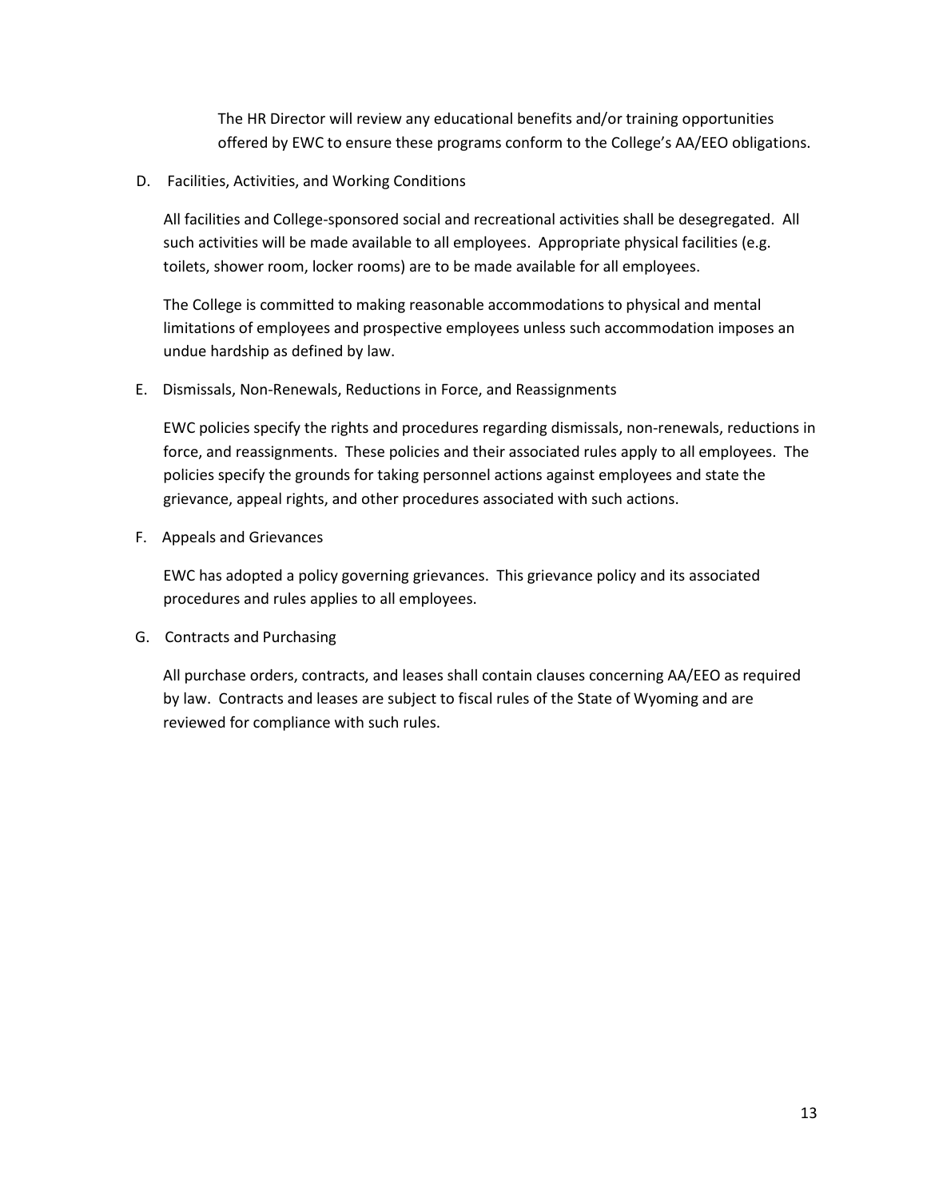The HR Director will review any educational benefits and/or training opportunities offered by EWC to ensure these programs conform to the College's AA/EEO obligations.

D. Facilities, Activities, and Working Conditions

All facilities and College-sponsored social and recreational activities shall be desegregated. All such activities will be made available to all employees. Appropriate physical facilities (e.g. toilets, shower room, locker rooms) are to be made available for all employees.

The College is committed to making reasonable accommodations to physical and mental limitations of employees and prospective employees unless such accommodation imposes an undue hardship as defined by law.

E. Dismissals, Non-Renewals, Reductions in Force, and Reassignments

EWC policies specify the rights and procedures regarding dismissals, non-renewals, reductions in force, and reassignments. These policies and their associated rules apply to all employees. The policies specify the grounds for taking personnel actions against employees and state the grievance, appeal rights, and other procedures associated with such actions.

F. Appeals and Grievances

EWC has adopted a policy governing grievances. This grievance policy and its associated procedures and rules applies to all employees.

G. Contracts and Purchasing

All purchase orders, contracts, and leases shall contain clauses concerning AA/EEO as required by law. Contracts and leases are subject to fiscal rules of the State of Wyoming and are reviewed for compliance with such rules.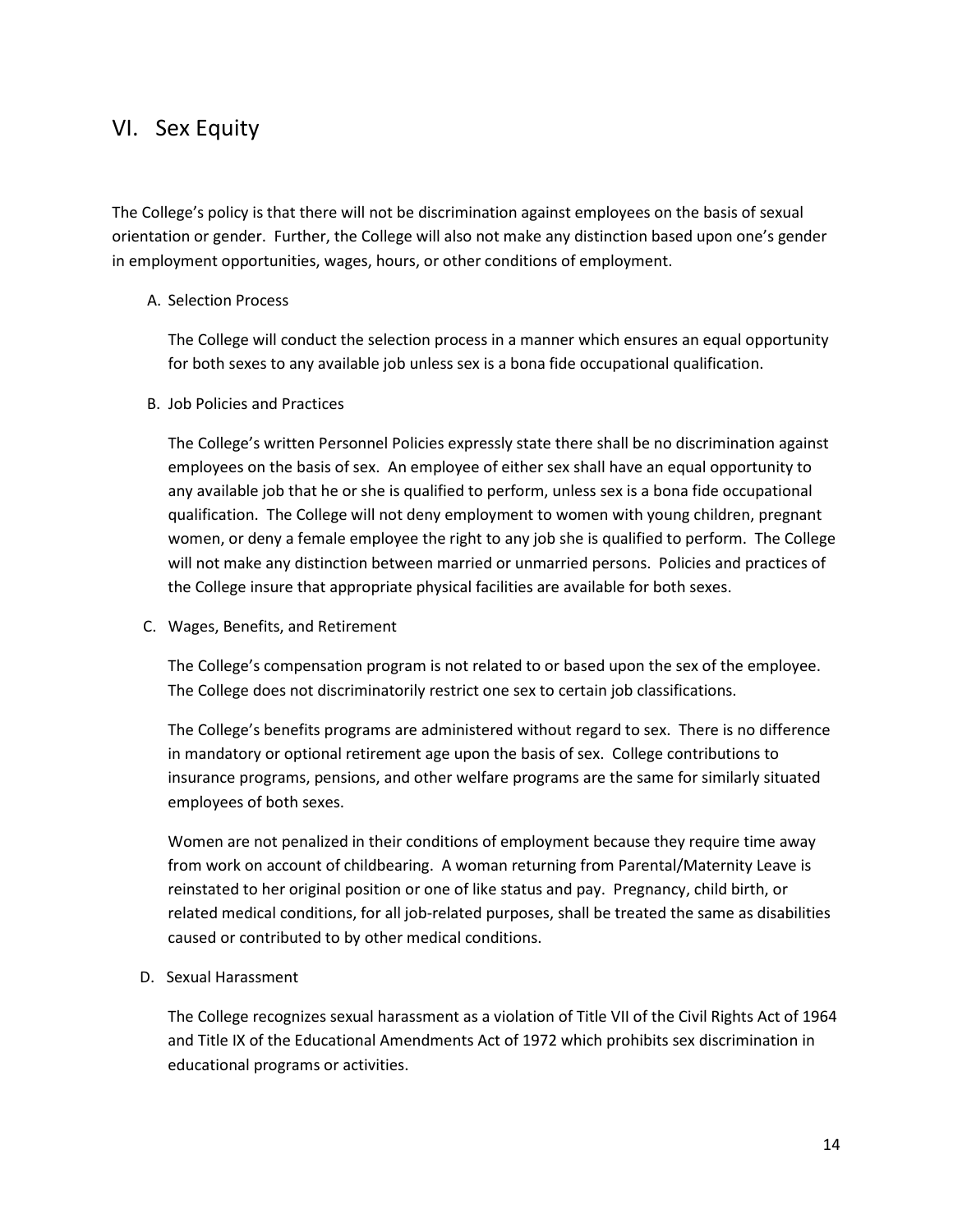# VI. Sex Equity

The College's policy is that there will not be discrimination against employees on the basis of sexual orientation or gender. Further, the College will also not make any distinction based upon one's gender in employment opportunities, wages, hours, or other conditions of employment.

A. Selection Process

The College will conduct the selection process in a manner which ensures an equal opportunity for both sexes to any available job unless sex is a bona fide occupational qualification.

B. Job Policies and Practices

The College's written Personnel Policies expressly state there shall be no discrimination against employees on the basis of sex. An employee of either sex shall have an equal opportunity to any available job that he or she is qualified to perform, unless sex is a bona fide occupational qualification. The College will not deny employment to women with young children, pregnant women, or deny a female employee the right to any job she is qualified to perform. The College will not make any distinction between married or unmarried persons. Policies and practices of the College insure that appropriate physical facilities are available for both sexes.

C. Wages, Benefits, and Retirement

The College's compensation program is not related to or based upon the sex of the employee. The College does not discriminatorily restrict one sex to certain job classifications.

The College's benefits programs are administered without regard to sex. There is no difference in mandatory or optional retirement age upon the basis of sex. College contributions to insurance programs, pensions, and other welfare programs are the same for similarly situated employees of both sexes.

Women are not penalized in their conditions of employment because they require time away from work on account of childbearing. A woman returning from Parental/Maternity Leave is reinstated to her original position or one of like status and pay. Pregnancy, child birth, or related medical conditions, for all job-related purposes, shall be treated the same as disabilities caused or contributed to by other medical conditions.

D. Sexual Harassment

The College recognizes sexual harassment as a violation of Title VII of the Civil Rights Act of 1964 and Title IX of the Educational Amendments Act of 1972 which prohibits sex discrimination in educational programs or activities.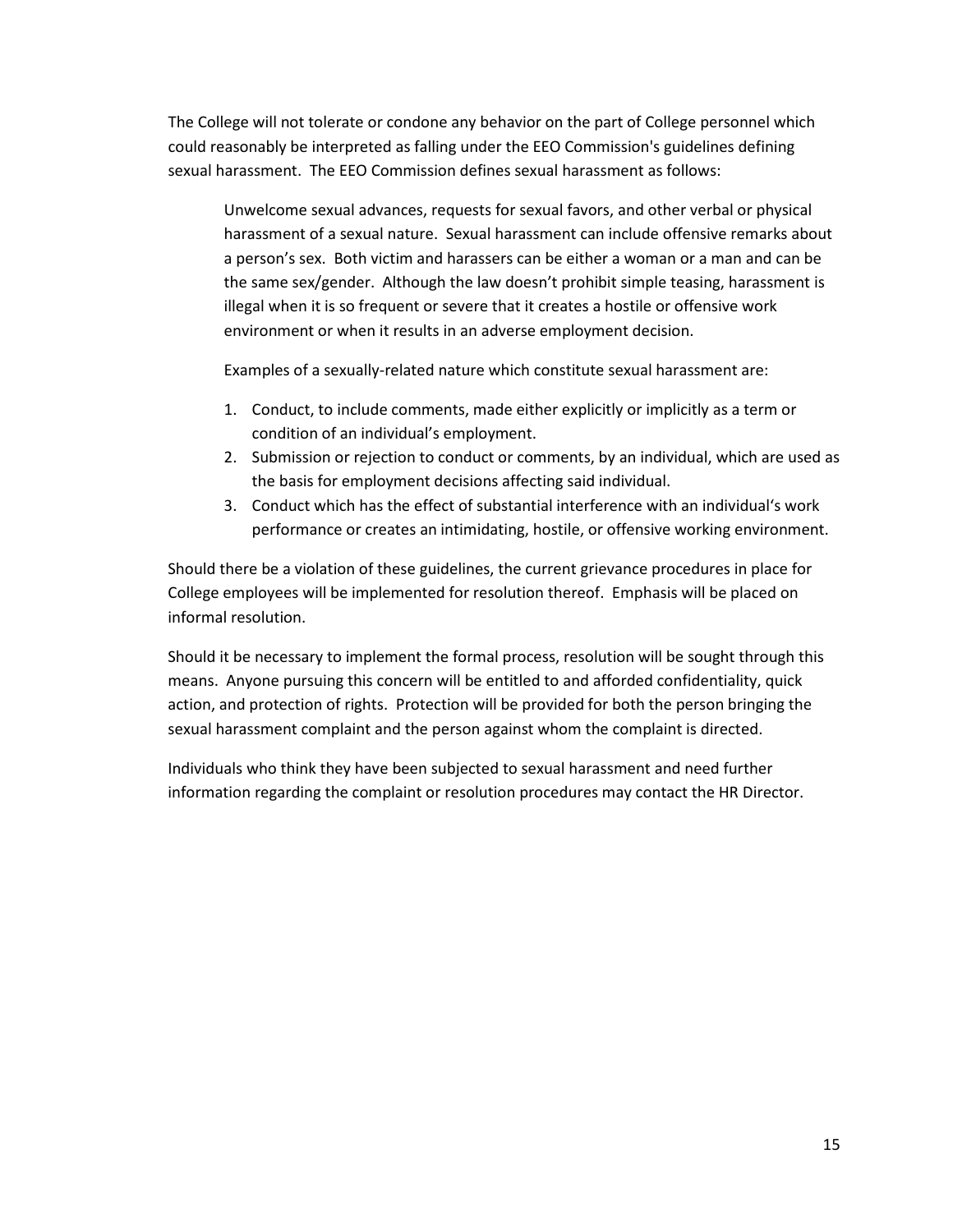The College will not tolerate or condone any behavior on the part of College personnel which could reasonably be interpreted as falling under the EEO Commission's guidelines defining sexual harassment. The EEO Commission defines sexual harassment as follows:

> Unwelcome sexual advances, requests for sexual favors, and other verbal or physical harassment of a sexual nature. Sexual harassment can include offensive remarks about a person's sex. Both victim and harassers can be either a woman or a man and can be the same sex/gender. Although the law doesn't prohibit simple teasing, harassment is illegal when it is so frequent or severe that it creates a hostile or offensive work environment or when it results in an adverse employment decision.
>
> Examples of a sexually-related nature which constitute sexual harassment are:
>
> 1. Conduct, to include comments, made either explicitly or implicitly as a term or condition of an individual's employment.
> 2. Submission or rejection to conduct or comments, by an individual, which are used as the basis for employment decisions affecting said individual.
> 3. Conduct which has the effect of substantial interference with an individual's work performance or creates an intimidating, hostile, or offensive working environment.

Should there be a violation of these guidelines, the current grievance procedures in place for College employees will be implemented for resolution thereof. Emphasis will be placed on informal resolution.

Should it be necessary to implement the formal process, resolution will be sought through this means. Anyone pursuing this concern will be entitled to and afforded confidentiality, quick action, and protection of rights. Protection will be provided for both the person bringing the sexual harassment complaint and the person against whom the complaint is directed.

Individuals who think they have been subjected to sexual harassment and need further information regarding the complaint or resolution procedures may contact the HR Director.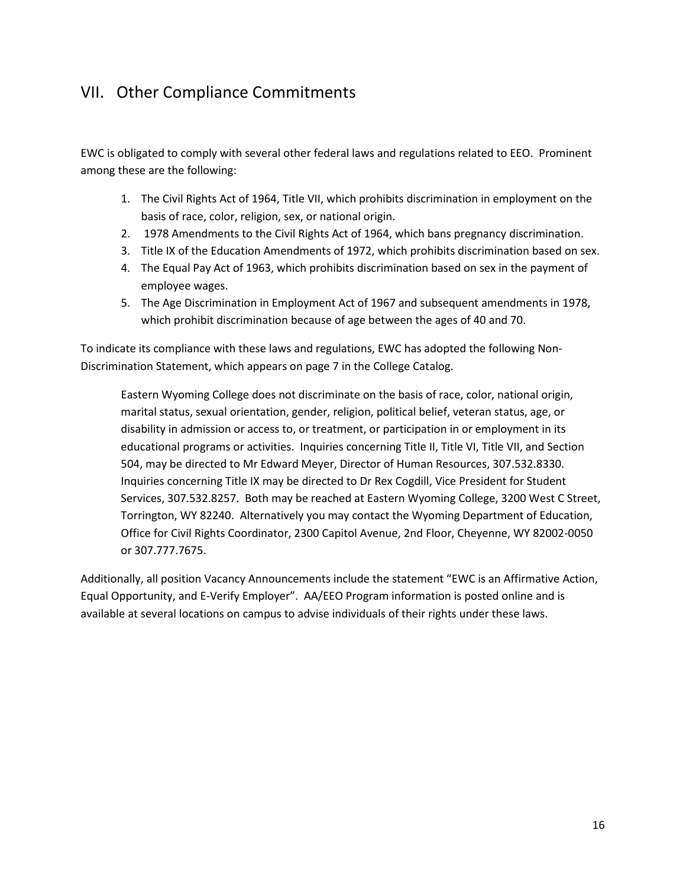## VII. Other Compliance Commitments

EWC is obligated to comply with several other federal laws and regulations related to EEO. Prominent among these are the following:

1. The Civil Rights Act of 1964, Title VII, which prohibits discrimination in employment on the basis of race, color, religion, sex, or national origin.
2. 1978 Amendments to the Civil Rights Act of 1964, which bans pregnancy discrimination.
3. Title IX of the Education Amendments of 1972, which prohibits discrimination based on sex.
4. The Equal Pay Act of 1963, which prohibits discrimination based on sex in the payment of employee wages.
5. The Age Discrimination in Employment Act of 1967 and subsequent amendments in 1978, which prohibit discrimination because of age between the ages of 40 and 70.

To indicate its compliance with these laws and regulations, EWC has adopted the following Non-Discrimination Statement, which appears on page 7 in the College Catalog.

> Eastern Wyoming College does not discriminate on the basis of race, color, national origin, marital status, sexual orientation, gender, religion, political belief, veteran status, age, or disability in admission or access to, or treatment, or participation in or employment in its educational programs or activities. Inquiries concerning Title II, Title VI, Title VII, and Section 504, may be directed to Mr Edward Meyer, Director of Human Resources, 307.532.8330. Inquiries concerning Title IX may be directed to Dr Rex Cogdill, Vice President for Student Services, 307.532.8257. Both may be reached at Eastern Wyoming College, 3200 West C Street, Torrington, WY 82240. Alternatively you may contact the Wyoming Department of Education, Office for Civil Rights Coordinator, 2300 Capitol Avenue, 2nd Floor, Cheyenne, WY 82002-0050 or 307.777.7675.

Additionally, all position Vacancy Announcements include the statement "EWC is an Affirmative Action, Equal Opportunity, and E-Verify Employer". AA/EEO Program information is posted online and is available at several locations on campus to advise individuals of their rights under these laws.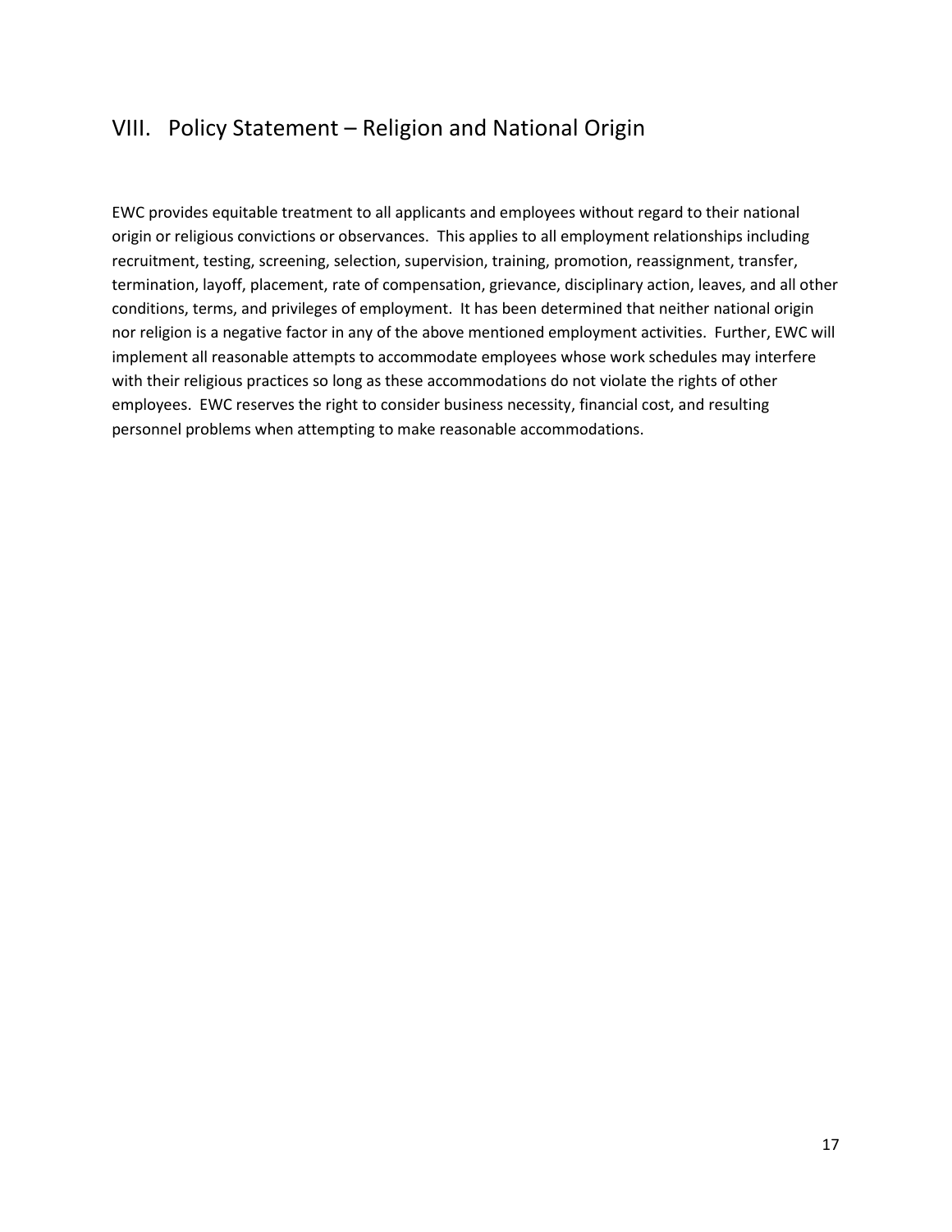## VIII. Policy Statement – Religion and National Origin

EWC provides equitable treatment to all applicants and employees without regard to their national origin or religious convictions or observances. This applies to all employment relationships including recruitment, testing, screening, selection, supervision, training, promotion, reassignment, transfer, termination, layoff, placement, rate of compensation, grievance, disciplinary action, leaves, and all other conditions, terms, and privileges of employment. It has been determined that neither national origin nor religion is a negative factor in any of the above mentioned employment activities. Further, EWC will implement all reasonable attempts to accommodate employees whose work schedules may interfere with their religious practices so long as these accommodations do not violate the rights of other employees. EWC reserves the right to consider business necessity, financial cost, and resulting personnel problems when attempting to make reasonable accommodations.